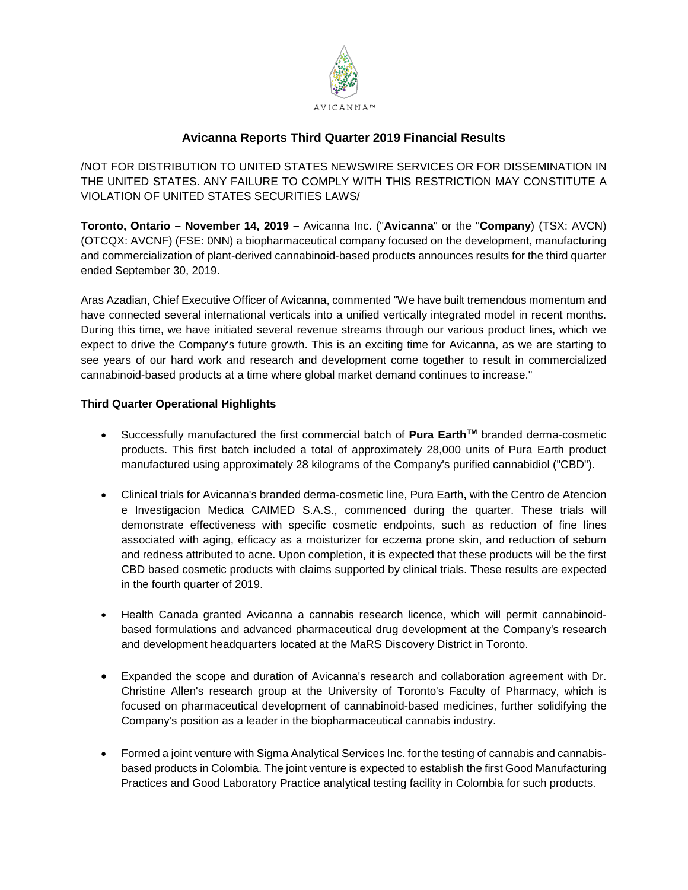AVICANNA™

# Avicanna Reports Third Quarter 2019 Financial Results

/NOT FOR DISTRIBUTION TO UNITED STATES NEWSWIRE SERVICES OR FOR DISSEMINATION IN THE UNITED STATES. ANY FAILURE TO COMPLY WITH THIS RESTRICTION MAY CONSTITUTE A VIOLATION OF UNITED STATES SECURITIES LAWS/

**Toronto, Ontario – November 14, 2019 –** Avicanna Inc. ("**Avicanna**" or the "**Company**) (TSX: AVCN) (OTCQX: AVCNF) (FSE: 0NN) a biopharmaceutical company focused on the development, manufacturing and commercialization of plant-derived cannabinoid-based products announces results for the third quarter ended September 30, 2019.

Aras Azadian, Chief Executive Officer of Avicanna, commented "We have built tremendous momentum and have connected several international verticals into a unified vertically integrated model in recent months. During this time, we have initiated several revenue streams through our various product lines, which we expect to drive the Company's future growth. This is an exciting time for Avicanna, as we are starting to see years of our hard work and research and development come together to result in commercialized cannabinoid-based products at a time where global market demand continues to increase."

### Third Quarter Operational Highlights

- Successfully manufactured the first commercial batch of **Pura Earth™** branded derma-cosmetic products. This first batch included a total of approximately 28,000 units of Pura Earth product manufactured using approximately 28 kilograms of the Company's purified cannabidiol ("CBD").
- Clinical trials for Avicanna's branded derma-cosmetic line, Pura Earth**,** with the Centro de Atencion e Investigacion Medica CAIMED S.A.S., commenced during the quarter. These trials will demonstrate effectiveness with specific cosmetic endpoints, such as reduction of fine lines associated with aging, efficacy as a moisturizer for eczema prone skin, and reduction of sebum and redness attributed to acne. Upon completion, it is expected that these products will be the first CBD based cosmetic products with claims supported by clinical trials. These results are expected in the fourth quarter of 2019.
- Health Canada granted Avicanna a cannabis research licence, which will permit cannabinoid-based formulations and advanced pharmaceutical drug development at the Company's research and development headquarters located at the MaRS Discovery District in Toronto.
- Expanded the scope and duration of Avicanna's research and collaboration agreement with Dr. Christine Allen's research group at the University of Toronto's Faculty of Pharmacy, which is focused on pharmaceutical development of cannabinoid-based medicines, further solidifying the Company's position as a leader in the biopharmaceutical cannabis industry.
- Formed a joint venture with Sigma Analytical Services Inc. for the testing of cannabis and cannabis-based products in Colombia. The joint venture is expected to establish the first Good Manufacturing Practices and Good Laboratory Practice analytical testing facility in Colombia for such products.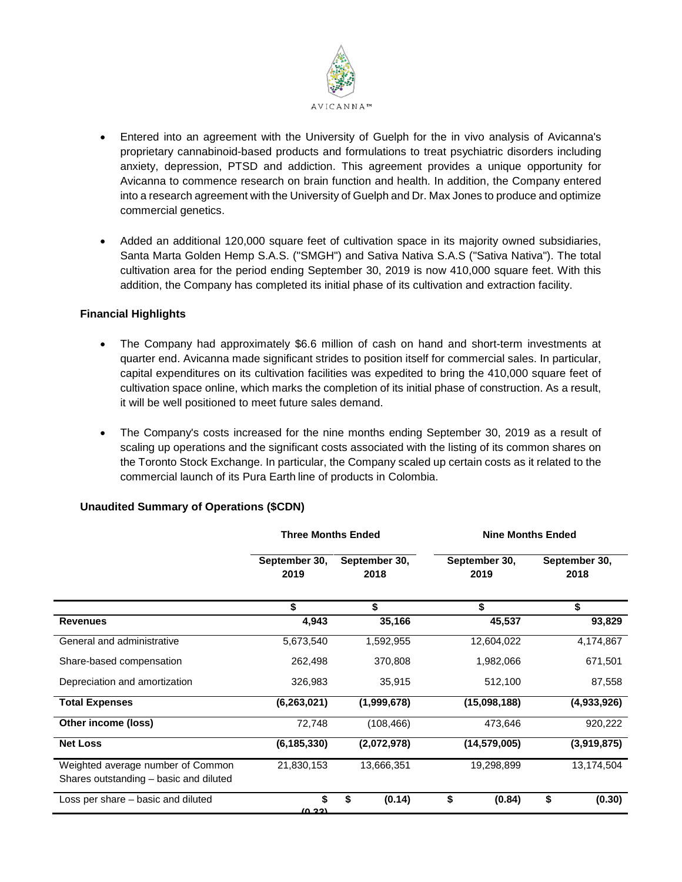- Entered into an agreement with the University of Guelph for the in vivo analysis of Avicanna's proprietary cannabinoid-based products and formulations to treat psychiatric disorders including anxiety, depression, PTSD and addiction. This agreement provides a unique opportunity for Avicanna to commence research on brain function and health. In addition, the Company entered into a research agreement with the University of Guelph and Dr. Max Jones to produce and optimize commercial genetics.

- Added an additional 120,000 square feet of cultivation space in its majority owned subsidiaries, Santa Marta Golden Hemp S.A.S. ("SMGH") and Sativa Nativa S.A.S ("Sativa Nativa"). The total cultivation area for the period ending September 30, 2019 is now 410,000 square feet. With this addition, the Company has completed its initial phase of its cultivation and extraction facility.

### Financial Highlights

- The Company had approximately $6.6 million of cash on hand and short-term investments at quarter end. Avicanna made significant strides to position itself for commercial sales. In particular, capital expenditures on its cultivation facilities was expedited to bring the 410,000 square feet of cultivation space online, which marks the completion of its initial phase of construction. As a result, it will be well positioned to meet future sales demand.

- The Company's costs increased for the nine months ending September 30, 2019 as a result of scaling up operations and the significant costs associated with the listing of its common shares on the Toronto Stock Exchange. In particular, the Company scaled up certain costs as it related to the commercial launch of its Pura Earth line of products in Colombia.

### Unaudited Summary of Operations ($CDN)

| | Three Months Ended | | Nine Months Ended | |
|---|---|---|---|---|
| | September 30, 2019 | September 30, 2018 | September 30, 2019 | September 30, 2018 |
| | $ | $ | $ | $ |
| **Revenues** | **4,943** | **35,166** | **45,537** | **93,829** |
| General and administrative | 5,673,540 | 1,592,955 | 12,604,022 | 4,174,867 |
| Share-based compensation | 262,498 | 370,808 | 1,982,066 | 671,501 |
| Depreciation and amortization | 326,983 | 35,915 | 512,100 | 87,558 |
| **Total Expenses** | **(6,263,021)** | **(1,999,678)** | **(15,098,188)** | **(4,933,926)** |
| **Other income (loss)** | 72,748 | (108,466) | 473,646 | 920,222 |
| **Net Loss** | **(6,185,330)** | **(2,072,978)** | **(14,579,005)** | **(3,919,875)** |
| Weighted average number of Common Shares outstanding – basic and diluted | 21,830,153 | 13,666,351 | 19,298,899 | 13,174,504 |
| Loss per share – basic and diluted | **$ (0.32)** | **$ (0.14)** | **$ (0.84)** | **$ (0.30)** |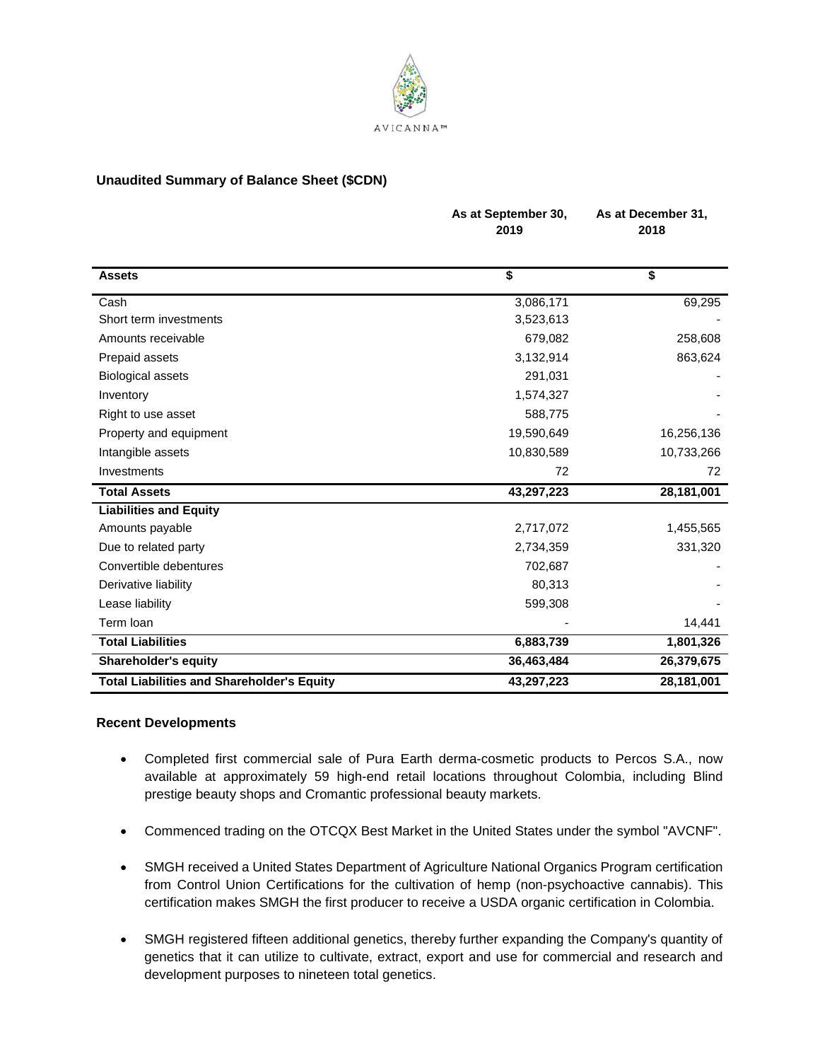AVICANNA™

## Unaudited Summary of Balance Sheet ($CDN)

| | As at September 30, 2019 | As at December 31, 2018 |
|---|---|---|
| **Assets** | **$** | **$** |
| Cash | 3,086,171 | 69,295 |
| Short term investments | 3,523,613 | - |
| Amounts receivable | 679,082 | 258,608 |
| Prepaid assets | 3,132,914 | 863,624 |
| Biological assets | 291,031 | - |
| Inventory | 1,574,327 | - |
| Right to use asset | 588,775 | - |
| Property and equipment | 19,590,649 | 16,256,136 |
| Intangible assets | 10,830,589 | 10,733,266 |
| Investments | 72 | 72 |
| **Total Assets** | **43,297,223** | **28,181,001** |
| **Liabilities and Equity** | | |
| Amounts payable | 2,717,072 | 1,455,565 |
| Due to related party | 2,734,359 | 331,320 |
| Convertible debentures | 702,687 | - |
| Derivative liability | 80,313 | - |
| Lease liability | 599,308 | - |
| Term loan | - | 14,441 |
| **Total Liabilities** | **6,883,739** | **1,801,326** |
| **Shareholder's equity** | **36,463,484** | **26,379,675** |
| **Total Liabilities and Shareholder's Equity** | **43,297,223** | **28,181,001** |

## Recent Developments

- Completed first commercial sale of Pura Earth derma-cosmetic products to Percos S.A., now available at approximately 59 high-end retail locations throughout Colombia, including Blind prestige beauty shops and Cromantic professional beauty markets.
- Commenced trading on the OTCQX Best Market in the United States under the symbol "AVCNF".
- SMGH received a United States Department of Agriculture National Organics Program certification from Control Union Certifications for the cultivation of hemp (non-psychoactive cannabis). This certification makes SMGH the first producer to receive a USDA organic certification in Colombia.
- SMGH registered fifteen additional genetics, thereby further expanding the Company's quantity of genetics that it can utilize to cultivate, extract, export and use for commercial and research and development purposes to nineteen total genetics.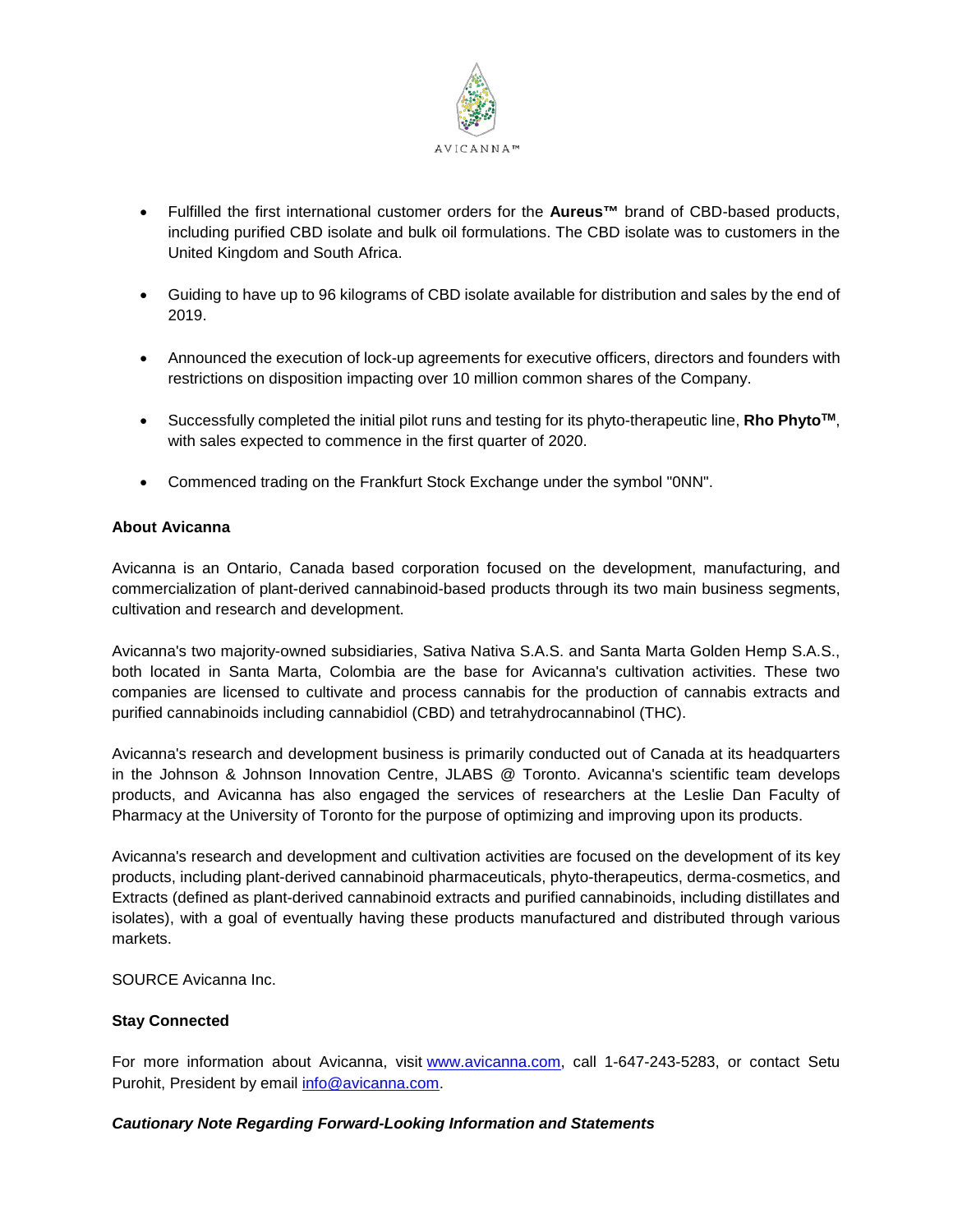- Fulfilled the first international customer orders for the **Aureus™** brand of CBD-based products, including purified CBD isolate and bulk oil formulations. The CBD isolate was to customers in the United Kingdom and South Africa.

- Guiding to have up to 96 kilograms of CBD isolate available for distribution and sales by the end of 2019.

- Announced the execution of lock-up agreements for executive officers, directors and founders with restrictions on disposition impacting over 10 million common shares of the Company.

- Successfully completed the initial pilot runs and testing for its phyto-therapeutic line, **Rho Phyto™**, with sales expected to commence in the first quarter of 2020.

- Commenced trading on the Frankfurt Stock Exchange under the symbol "0NN".

**About Avicanna**

Avicanna is an Ontario, Canada based corporation focused on the development, manufacturing, and commercialization of plant-derived cannabinoid-based products through its two main business segments, cultivation and research and development.

Avicanna's two majority-owned subsidiaries, Sativa Nativa S.A.S. and Santa Marta Golden Hemp S.A.S., both located in Santa Marta, Colombia are the base for Avicanna's cultivation activities. These two companies are licensed to cultivate and process cannabis for the production of cannabis extracts and purified cannabinoids including cannabidiol (CBD) and tetrahydrocannabinol (THC).

Avicanna's research and development business is primarily conducted out of Canada at its headquarters in the Johnson & Johnson Innovation Centre, JLABS @ Toronto. Avicanna's scientific team develops products, and Avicanna has also engaged the services of researchers at the Leslie Dan Faculty of Pharmacy at the University of Toronto for the purpose of optimizing and improving upon its products.

Avicanna's research and development and cultivation activities are focused on the development of its key products, including plant-derived cannabinoid pharmaceuticals, phyto-therapeutics, derma-cosmetics, and Extracts (defined as plant-derived cannabinoid extracts and purified cannabinoids, including distillates and isolates), with a goal of eventually having these products manufactured and distributed through various markets.

SOURCE Avicanna Inc.

**Stay Connected**

For more information about Avicanna, visit www.avicanna.com, call 1-647-243-5283, or contact Setu Purohit, President by email info@avicanna.com.

***Cautionary Note Regarding Forward-Looking Information and Statements***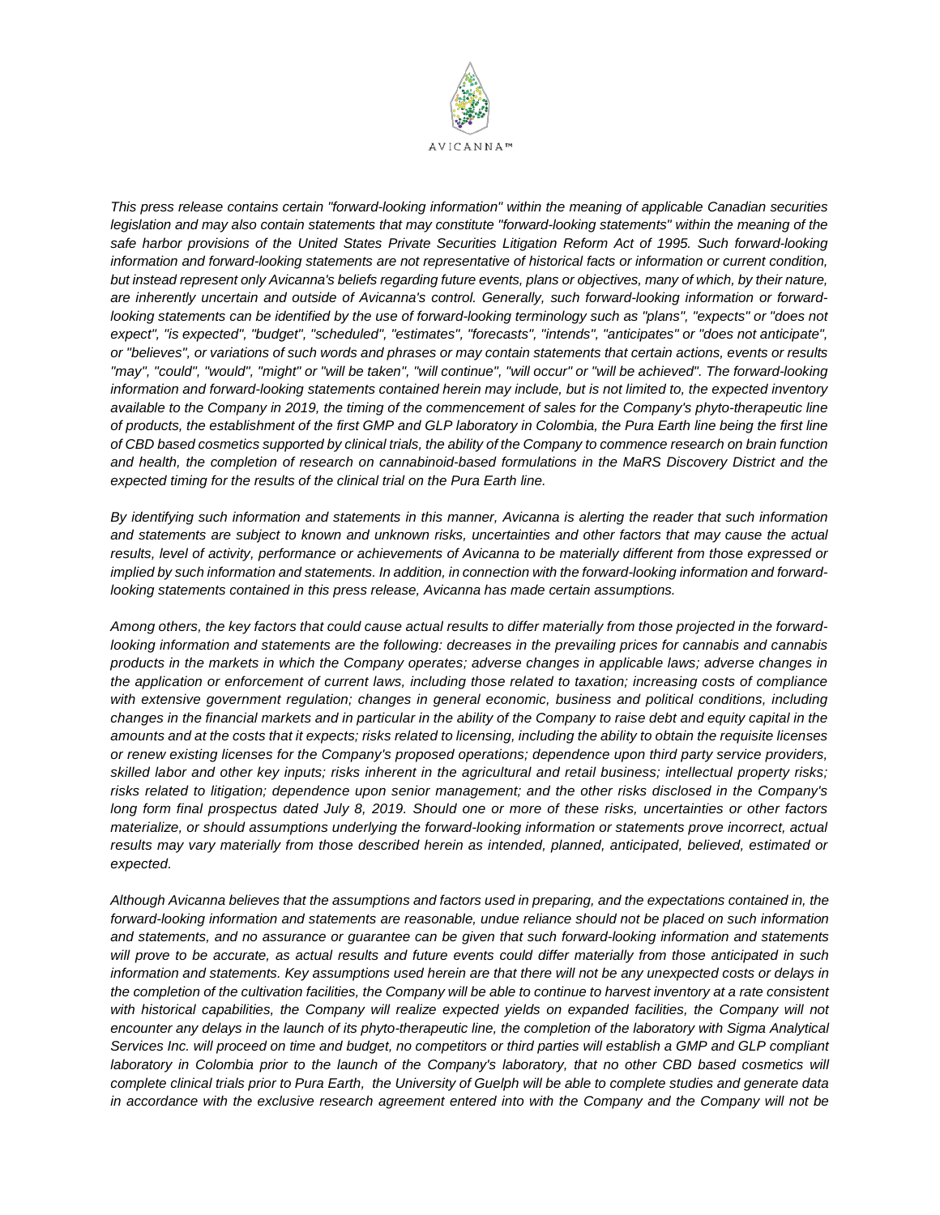*This press release contains certain "forward-looking information" within the meaning of applicable Canadian securities legislation and may also contain statements that may constitute "forward-looking statements" within the meaning of the safe harbor provisions of the United States Private Securities Litigation Reform Act of 1995. Such forward-looking information and forward-looking statements are not representative of historical facts or information or current condition, but instead represent only Avicanna's beliefs regarding future events, plans or objectives, many of which, by their nature, are inherently uncertain and outside of Avicanna's control. Generally, such forward-looking information or forward-looking statements can be identified by the use of forward-looking terminology such as "plans", "expects" or "does not expect", "is expected", "budget", "scheduled", "estimates", "forecasts", "intends", "anticipates" or "does not anticipate", or "believes", or variations of such words and phrases or may contain statements that certain actions, events or results "may", "could", "would", "might" or "will be taken", "will continue", "will occur" or "will be achieved". The forward-looking information and forward-looking statements contained herein may include, but is not limited to, the expected inventory available to the Company in 2019, the timing of the commencement of sales for the Company's phyto-therapeutic line of products, the establishment of the first GMP and GLP laboratory in Colombia, the Pura Earth line being the first line of CBD based cosmetics supported by clinical trials, the ability of the Company to commence research on brain function and health, the completion of research on cannabinoid-based formulations in the MaRS Discovery District and the expected timing for the results of the clinical trial on the Pura Earth line.*

*By identifying such information and statements in this manner, Avicanna is alerting the reader that such information and statements are subject to known and unknown risks, uncertainties and other factors that may cause the actual results, level of activity, performance or achievements of Avicanna to be materially different from those expressed or implied by such information and statements. In addition, in connection with the forward-looking information and forward-looking statements contained in this press release, Avicanna has made certain assumptions.*

*Among others, the key factors that could cause actual results to differ materially from those projected in the forward-looking information and statements are the following: decreases in the prevailing prices for cannabis and cannabis products in the markets in which the Company operates; adverse changes in applicable laws; adverse changes in the application or enforcement of current laws, including those related to taxation; increasing costs of compliance with extensive government regulation; changes in general economic, business and political conditions, including changes in the financial markets and in particular in the ability of the Company to raise debt and equity capital in the amounts and at the costs that it expects; risks related to licensing, including the ability to obtain the requisite licenses or renew existing licenses for the Company's proposed operations; dependence upon third party service providers, skilled labor and other key inputs; risks inherent in the agricultural and retail business; intellectual property risks; risks related to litigation; dependence upon senior management; and the other risks disclosed in the Company's long form final prospectus dated July 8, 2019. Should one or more of these risks, uncertainties or other factors materialize, or should assumptions underlying the forward-looking information or statements prove incorrect, actual results may vary materially from those described herein as intended, planned, anticipated, believed, estimated or expected.*

*Although Avicanna believes that the assumptions and factors used in preparing, and the expectations contained in, the forward-looking information and statements are reasonable, undue reliance should not be placed on such information and statements, and no assurance or guarantee can be given that such forward-looking information and statements will prove to be accurate, as actual results and future events could differ materially from those anticipated in such information and statements. Key assumptions used herein are that there will not be any unexpected costs or delays in the completion of the cultivation facilities, the Company will be able to continue to harvest inventory at a rate consistent with historical capabilities, the Company will realize expected yields on expanded facilities, the Company will not encounter any delays in the launch of its phyto-therapeutic line, the completion of the laboratory with Sigma Analytical Services Inc. will proceed on time and budget, no competitors or third parties will establish a GMP and GLP compliant laboratory in Colombia prior to the launch of the Company's laboratory, that no other CBD based cosmetics will complete clinical trials prior to Pura Earth, the University of Guelph will be able to complete studies and generate data in accordance with the exclusive research agreement entered into with the Company and the Company will not be*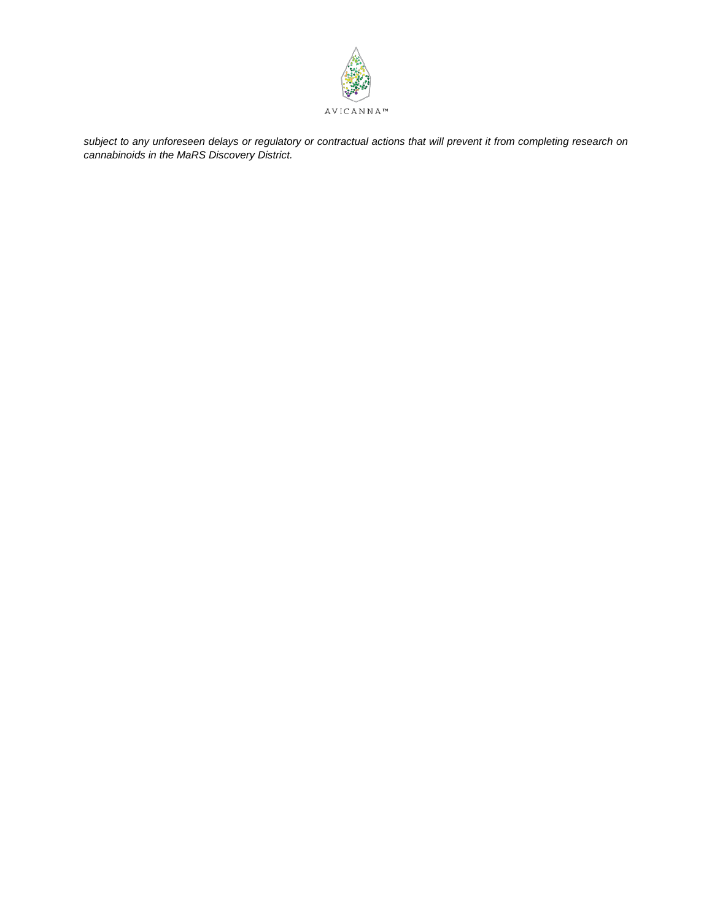*subject to any unforeseen delays or regulatory or contractual actions that will prevent it from completing research on cannabinoids in the MaRS Discovery District.*